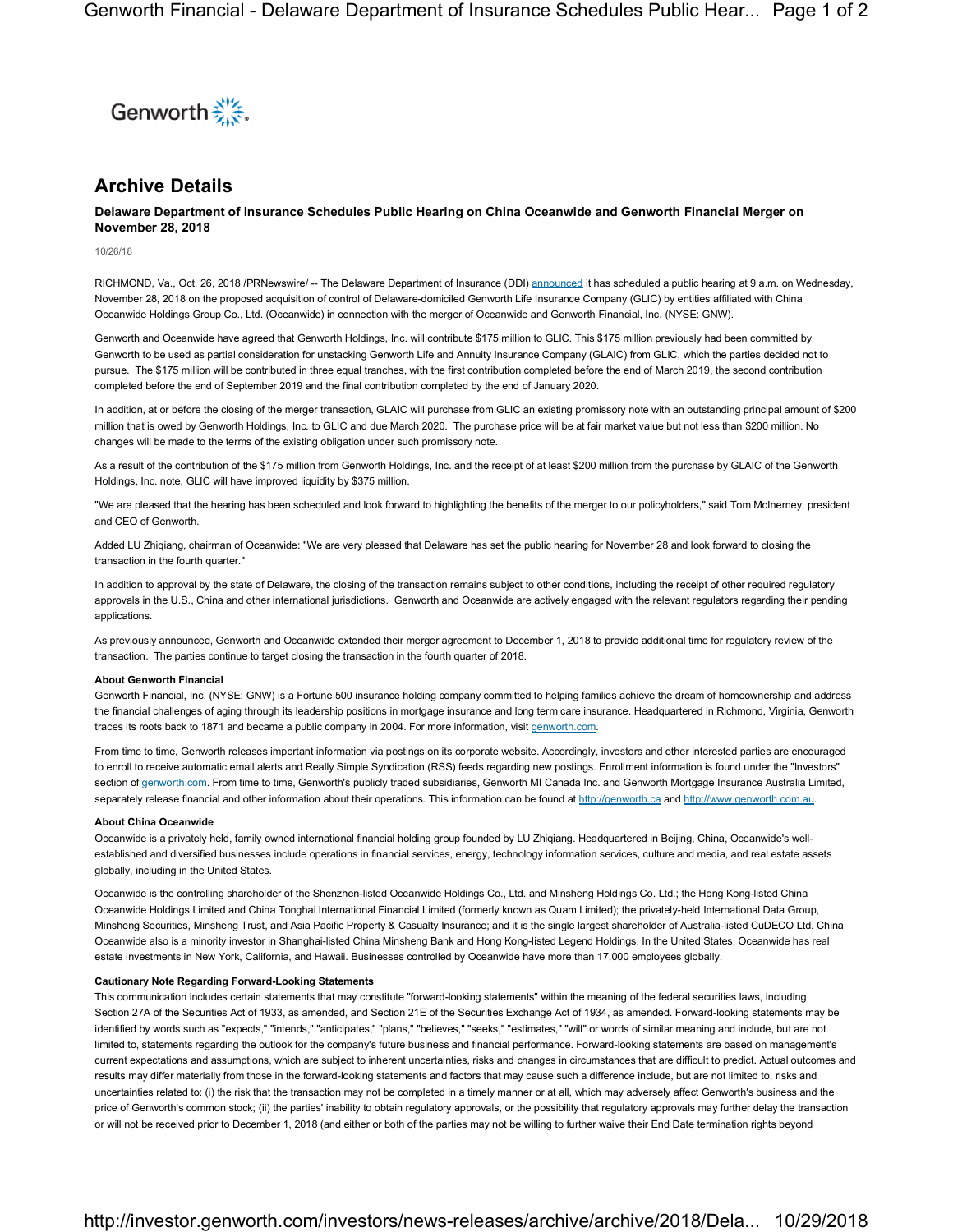Genworth

# Archive Details

### Delaware Department of Insurance Schedules Public Hearing on China Oceanwide and Genworth Financial Merger on November 28, 2018

10/26/18

RICHMOND, Va., Oct. 26, 2018 /PRNewswire/ -- The Delaware Department of Insurance (DDI) announced it has scheduled a public hearing at 9 a.m. on Wednesday, November 28, 2018 on the proposed acquisition of control of Delaware-domiciled Genworth Life Insurance Company (GLIC) by entities affiliated with China Oceanwide Holdings Group Co., Ltd. (Oceanwide) in connection with the merger of Oceanwide and Genworth Financial, Inc. (NYSE: GNW).

Genworth and Oceanwide have agreed that Genworth Holdings, Inc. will contribute $175 million to GLIC. This $175 million previously had been committed by Genworth to be used as partial consideration for unstacking Genworth Life and Annuity Insurance Company (GLAIC) from GLIC, which the parties decided not to pursue. The $175 million will be contributed in three equal tranches, with the first contribution completed before the end of March 2019, the second contribution completed before the end of September 2019 and the final contribution completed by the end of January 2020.

In addition, at or before the closing of the merger transaction, GLAIC will purchase from GLIC an existing promissory note with an outstanding principal amount of $200 million that is owed by Genworth Holdings, Inc. to GLIC and due March 2020. The purchase price will be at fair market value but not less than $200 million. No changes will be made to the terms of the existing obligation under such promissory note.

As a result of the contribution of the $175 million from Genworth Holdings, Inc. and the receipt of at least $200 million from the purchase by GLAIC of the Genworth Holdings, Inc. note, GLIC will have improved liquidity by $375 million.

"We are pleased that the hearing has been scheduled and look forward to highlighting the benefits of the merger to our policyholders," said Tom McInerney, president and CEO of Genworth.

Added LU Zhiqiang, chairman of Oceanwide: "We are very pleased that Delaware has set the public hearing for November 28 and look forward to closing the transaction in the fourth quarter."

In addition to approval by the state of Delaware, the closing of the transaction remains subject to other conditions, including the receipt of other required regulatory approvals in the U.S., China and other international jurisdictions. Genworth and Oceanwide are actively engaged with the relevant regulators regarding their pending applications.

As previously announced, Genworth and Oceanwide extended their merger agreement to December 1, 2018 to provide additional time for regulatory review of the transaction. The parties continue to target closing the transaction in the fourth quarter of 2018.

**About Genworth Financial**

Genworth Financial, Inc. (NYSE: GNW) is a Fortune 500 insurance holding company committed to helping families achieve the dream of homeownership and address the financial challenges of aging through its leadership positions in mortgage insurance and long term care insurance. Headquartered in Richmond, Virginia, Genworth traces its roots back to 1871 and became a public company in 2004. For more information, visit genworth.com.

From time to time, Genworth releases important information via postings on its corporate website. Accordingly, investors and other interested parties are encouraged to enroll to receive automatic email alerts and Really Simple Syndication (RSS) feeds regarding new postings. Enrollment information is found under the "Investors" section of genworth.com. From time to time, Genworth's publicly traded subsidiaries, Genworth MI Canada Inc. and Genworth Mortgage Insurance Australia Limited, separately release financial and other information about their operations. This information can be found at http://genworth.ca and http://www.genworth.com.au.

**About China Oceanwide**

Oceanwide is a privately held, family owned international financial holding group founded by LU Zhiqiang. Headquartered in Beijing, China, Oceanwide's well-established and diversified businesses include operations in financial services, energy, technology information services, culture and media, and real estate assets globally, including in the United States.

Oceanwide is the controlling shareholder of the Shenzhen-listed Oceanwide Holdings Co., Ltd. and Minsheng Holdings Co. Ltd.; the Hong Kong-listed China Oceanwide Holdings Limited and China Tonghai International Financial Limited (formerly known as Quam Limited); the privately-held International Data Group, Minsheng Securities, Minsheng Trust, and Asia Pacific Property & Casualty Insurance; and it is the single largest shareholder of Australia-listed CuDECO Ltd. China Oceanwide also is a minority investor in Shanghai-listed China Minsheng Bank and Hong Kong-listed Legend Holdings. In the United States, Oceanwide has real estate investments in New York, California, and Hawaii. Businesses controlled by Oceanwide have more than 17,000 employees globally.

**Cautionary Note Regarding Forward-Looking Statements**

This communication includes certain statements that may constitute "forward-looking statements" within the meaning of the federal securities laws, including Section 27A of the Securities Act of 1933, as amended, and Section 21E of the Securities Exchange Act of 1934, as amended. Forward-looking statements may be identified by words such as "expects," "intends," "anticipates," "plans," "believes," "seeks," "estimates," "will" or words of similar meaning and include, but are not limited to, statements regarding the outlook for the company's future business and financial performance. Forward-looking statements are based on management's current expectations and assumptions, which are subject to inherent uncertainties, risks and changes in circumstances that are difficult to predict. Actual outcomes and results may differ materially from those in the forward-looking statements and factors that may cause such a difference include, but are not limited to, risks and uncertainties related to: (i) the risk that the transaction may not be completed in a timely manner or at all, which may adversely affect Genworth's business and the price of Genworth's common stock; (ii) the parties' inability to obtain regulatory approvals, or the possibility that regulatory approvals may further delay the transaction or will not be received prior to December 1, 2018 (and either or both of the parties may not be willing to further waive their End Date termination rights beyond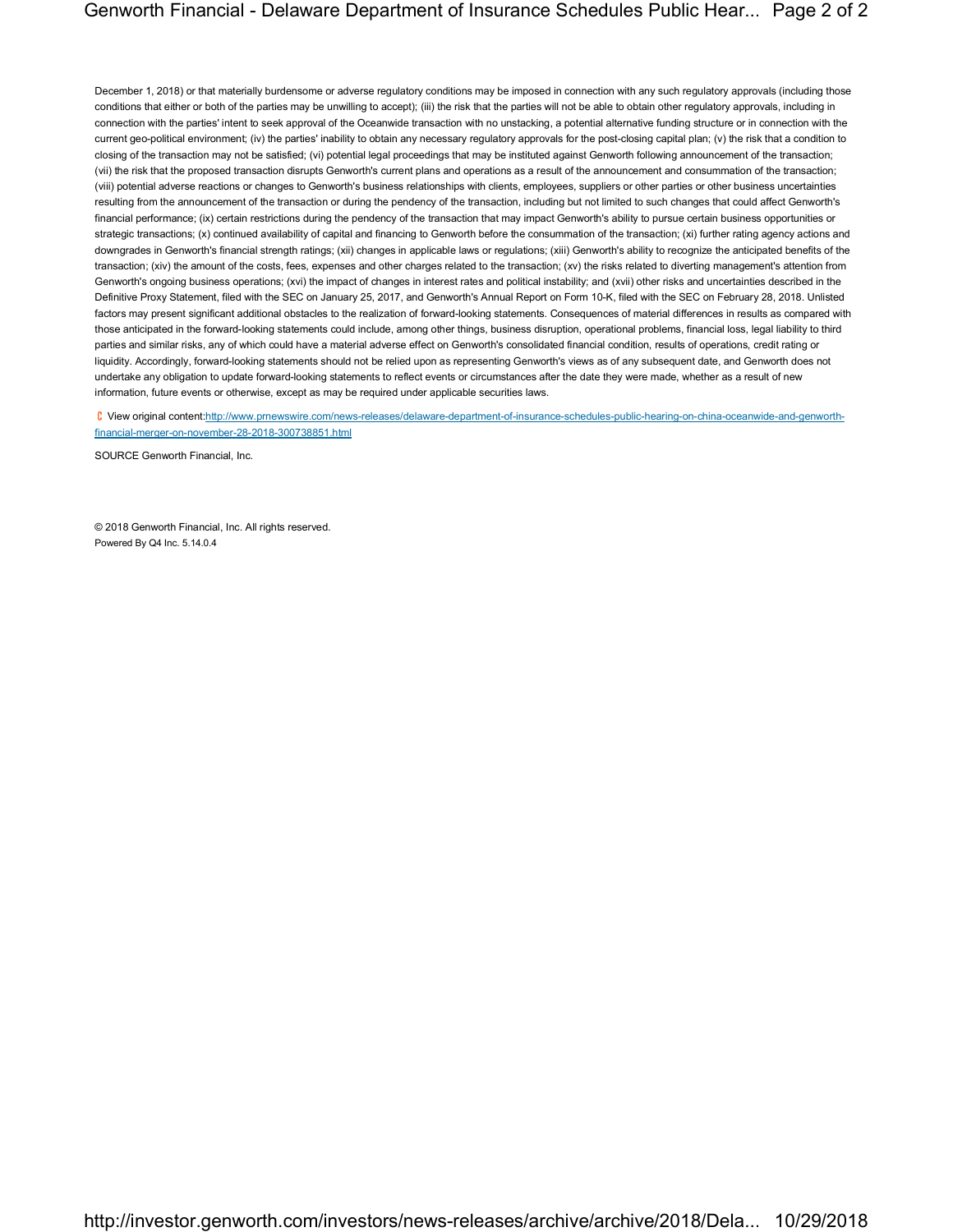December 1, 2018) or that materially burdensome or adverse regulatory conditions may be imposed in connection with any such regulatory approvals (including those conditions that either or both of the parties may be unwilling to accept); (iii) the risk that the parties will not be able to obtain other regulatory approvals, including in connection with the parties' intent to seek approval of the Oceanwide transaction with no unstacking, a potential alternative funding structure or in connection with the current geo-political environment; (iv) the parties' inability to obtain any necessary regulatory approvals for the post-closing capital plan; (v) the risk that a condition to closing of the transaction may not be satisfied; (vi) potential legal proceedings that may be instituted against Genworth following announcement of the transaction; (vii) the risk that the proposed transaction disrupts Genworth's current plans and operations as a result of the announcement and consummation of the transaction; (viii) potential adverse reactions or changes to Genworth's business relationships with clients, employees, suppliers or other parties or other business uncertainties resulting from the announcement of the transaction or during the pendency of the transaction, including but not limited to such changes that could affect Genworth's financial performance; (ix) certain restrictions during the pendency of the transaction that may impact Genworth's ability to pursue certain business opportunities or strategic transactions; (x) continued availability of capital and financing to Genworth before the consummation of the transaction; (xi) further rating agency actions and downgrades in Genworth's financial strength ratings; (xii) changes in applicable laws or regulations; (xiii) Genworth's ability to recognize the anticipated benefits of the transaction; (xiv) the amount of the costs, fees, expenses and other charges related to the transaction; (xv) the risks related to diverting management's attention from Genworth's ongoing business operations; (xvi) the impact of changes in interest rates and political instability; and (xvii) other risks and uncertainties described in the Definitive Proxy Statement, filed with the SEC on January 25, 2017, and Genworth's Annual Report on Form 10-K, filed with the SEC on February 28, 2018. Unlisted factors may present significant additional obstacles to the realization of forward-looking statements. Consequences of material differences in results as compared with those anticipated in the forward-looking statements could include, among other things, business disruption, operational problems, financial loss, legal liability to third parties and similar risks, any of which could have a material adverse effect on Genworth's consolidated financial condition, results of operations, credit rating or liquidity. Accordingly, forward-looking statements should not be relied upon as representing Genworth's views as of any subsequent date, and Genworth does not undertake any obligation to update forward-looking statements to reflect events or circumstances after the date they were made, whether as a result of new information, future events or otherwise, except as may be required under applicable securities laws.

View original content:http://www.prnewswire.com/news-releases/delaware-department-of-insurance-schedules-public-hearing-on-china-oceanwide-and-genworth-financial-merger-on-november-28-2018-300738851.html

SOURCE Genworth Financial, Inc.

© 2018 Genworth Financial, Inc. All rights reserved.
Powered By Q4 Inc. 5.14.0.4